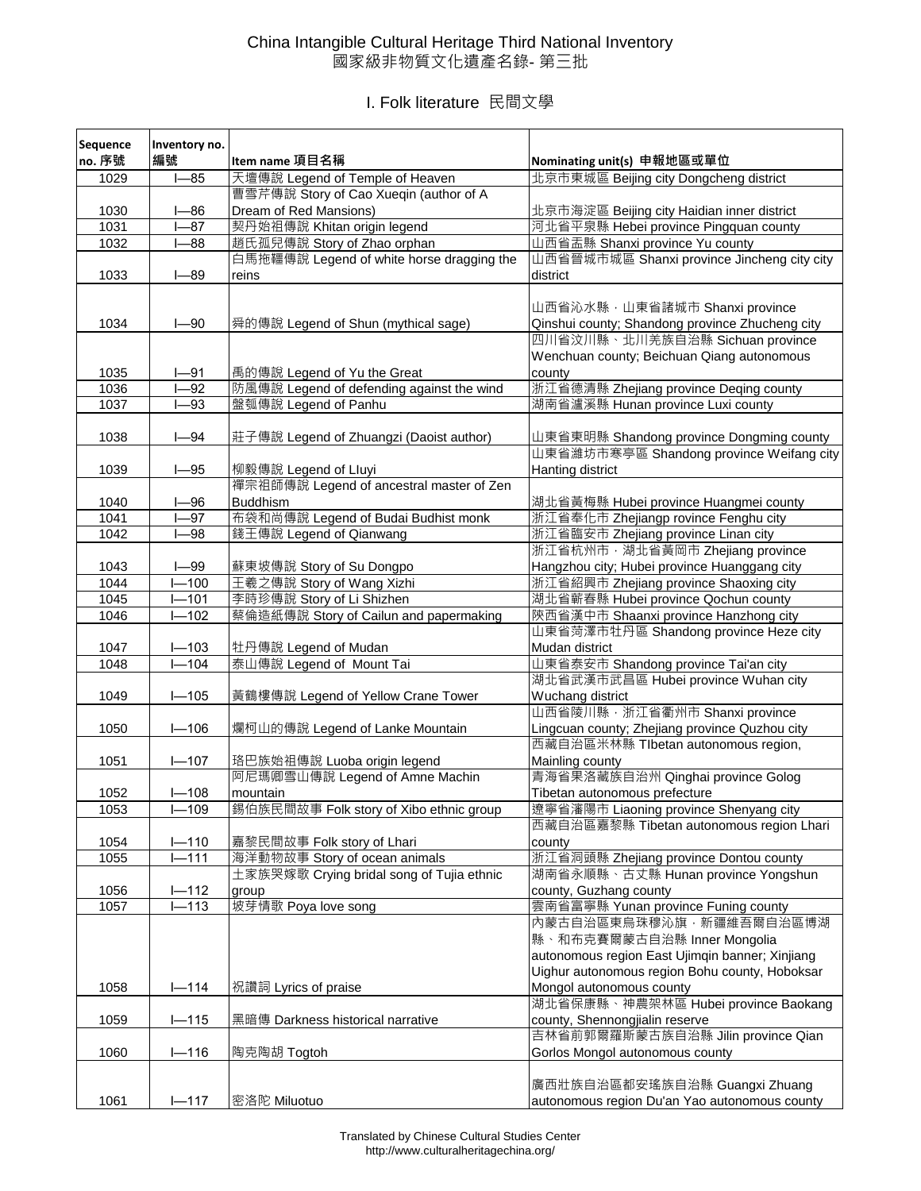# China Intangible Cultural Heritage Third National Inventory
# 國家級非物質文化遺產名錄- 第三批

## I. Folk literature 民間文學

| Sequence no. 序號 | Inventory no. 編號 | Item name 項目名稱 | Nominating unit(s) 申報地區或單位 |
|---|---|---|---|
| 1029 | I—85 | 天壇傳說 Legend of Temple of Heaven | 北京市東城區 Beijing city Dongcheng district |
| 1030 | I—86 | 曹雪芹傳說 Story of Cao Xueqin (author of A Dream of Red Mansions) | 北京市海淀區 Beijing city Haidian inner district |
| 1031 | I—87 | 契丹始祖傳說 Khitan origin legend | 河北省平泉縣 Hebei province Pingquan county |
| 1032 | I—88 | 趙氏孤兒傳說 Story of Zhao orphan | 山西省盂縣 Shanxi province Yu county |
| 1033 | I—89 | 白馬拖韁傳說 Legend of white horse dragging the reins | 山西省晉城市城區 Shanxi province Jincheng city city district |
| 1034 | I—90 | 舜的傳說 Legend of Shun (mythical sage) | 山西省沁水縣，山東省諸城市 Shanxi province Qinshui county; Shandong province Zhucheng city |
| 1035 | I—91 | 禹的傳說 Legend of Yu the Great | 四川省汶川縣、北川羌族自治縣 Sichuan province Wenchuan county; Beichuan Qiang autonomous county |
| 1036 | I—92 | 防風傳說 Legend of defending against the wind | 浙江省德清縣 Zhejiang province Deqing county |
| 1037 | I—93 | 盤瓠傳說 Legend of Panhu | 湖南省瀘溪縣 Hunan province Luxi county |
| 1038 | I—94 | 莊子傳說 Legend of Zhuangzi (Daoist author) | 山東省東明縣 Shandong province Dongming county |
| 1039 | I—95 | 柳毅傳說 Legend of LIuyi | 山東省濰坊市寒亭區 Shandong province Weifang city Hanting district |
| 1040 | I—96 | 禪宗祖師傳說 Legend of ancestral master of Zen Buddhism | 湖北省黃梅縣 Hubei province Huangmei county |
| 1041 | I—97 | 布袋和尚傳說 Legend of Budai Budhist monk | 浙江省奉化市 Zhejiangp rovince Fenghu city |
| 1042 | I—98 | 錢王傳說 Legend of Qianwang | 浙江省臨安市 Zhejiang province Linan city |
| 1043 | I—99 | 蘇東坡傳說 Story of Su Dongpo | 浙江省杭州市，湖北省黃岡市 Zhejiang province Hangzhou city; Hubei province Huanggang city |
| 1044 | I—100 | 王羲之傳說 Story of Wang Xizhi | 浙江省紹興市 Zhejiang province Shaoxing city |
| 1045 | I—101 | 李時珍傳說 Story of Li Shizhen | 湖北省蘄春縣 Hubei province Qochun county |
| 1046 | I—102 | 蔡倫造紙傳說 Story of Cailun and papermaking | 陝西省漢中市 Shaanxi province Hanzhong city |
| 1047 | I—103 | 牡丹傳說 Legend of Mudan | 山東省菏澤市牡丹區 Shandong province Heze city Mudan district |
| 1048 | I—104 | 泰山傳說 Legend of Mount Tai | 山東省泰安市 Shandong province Tai'an city |
| 1049 | I—105 | 黃鶴樓傳說 Legend of Yellow Crane Tower | 湖北省武漢市武昌區 Hubei province Wuhan city Wuchang district |
| 1050 | I—106 | 爛柯山的傳說 Legend of Lanke Mountain | 山西省陵川縣，浙江省衢州市 Shanxi province Lingcuan county; Zhejiang province Quzhou city |
| 1051 | I—107 | 珞巴族始祖傳說 Luoba origin legend | 西藏自治區米林縣 TIbetan autonomous region, Mainling county |
| 1052 | I—108 | 阿尼瑪卿雪山傳說 Legend of Amne Machin mountain | 青海省果洛藏族自治州 Qinghai province Golog Tibetan autonomous prefecture |
| 1053 | I—109 | 錫伯族民間故事 Folk story of Xibo ethnic group | 遼寧省瀋陽市 Liaoning province Shenyang city |
| 1054 | I—110 | 嘉黎民間故事 Folk story of Lhari | 西藏自治區嘉黎縣 Tibetan autonomous region Lhari county |
| 1055 | I—111 | 海洋動物故事 Story of ocean animals | 浙江省洞頭縣 Zhejiang province Dontou county |
| 1056 | I—112 | 土家族哭嫁歌 Crying bridal song of Tujia ethnic group | 湖南省永順縣、古丈縣 Hunan province Yongshun county, Guzhang county |
| 1057 | I—113 | 坡芽情歌 Poya love song | 雲南省富寧縣 Yunan province Funing county |
| 1058 | I—114 | 祝讚詞 Lyrics of praise | 內蒙古自治區東烏珠穆沁旗，新疆維吾爾自治區博湖縣、和布克賽爾蒙古自治縣 Inner Mongolia autonomous region East Ujimqin banner; Xinjiang Uighur autonomous region Bohu county, Hoboksar Mongol autonomous county |
| 1059 | I—115 | 黑暗傳 Darkness historical narrative | 湖北省保康縣、神農架林區 Hubei province Baokang county, Shennongjialin reserve |
| 1060 | I—116 | 陶克陶胡 Togtoh | 吉林省前郭爾羅斯蒙古族自治縣 Jilin province Qian Gorlos Mongol autonomous county |
| 1061 | I—117 | 密洛陀 Miluotuo | 廣西壯族自治區都安瑤族自治縣 Guangxi Zhuang autonomous region Du'an Yao autonomous county |

Translated by Chinese Cultural Studies Center
http://www.culturalheritagechina.org/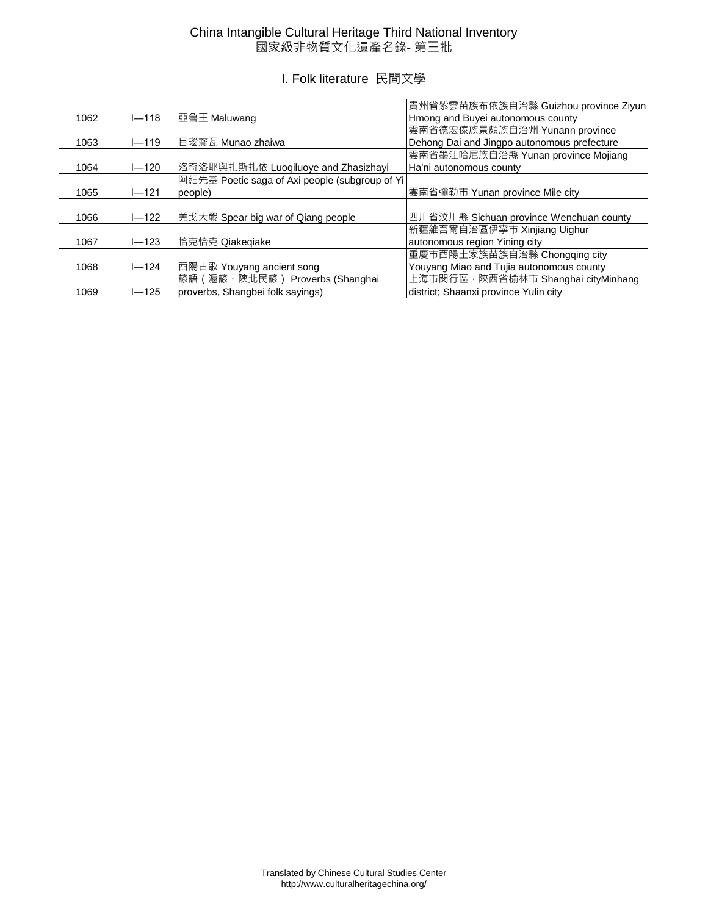China Intangible Cultural Heritage Third National Inventory
國家級非物質文化遺產名錄- 第三批

## I. Folk literature 民間文學

| | | | |
|---|---|---|---|
| 1062 | I—118 | 亞魯王 Maluwang | 貴州省紫雲苗族布依族自治縣 Guizhou province Ziyun Hmong and Buyei autonomous county |
| 1063 | I—119 | 目瑙齋瓦 Munao zhaiwa | 雲南省德宏傣族景頗族自治州 Yunann province Dehong Dai and Jingpo autonomous prefecture |
| 1064 | I—120 | 洛奇洛耶與扎斯扎依 Luoqiluoye and Zhasizhayi | 雲南省墨江哈尼族自治縣 Yunan province Mojiang Ha'ni autonomous county |
| 1065 | I—121 | 阿細先基 Poetic saga of Axi people (subgroup of Yi people) | 雲南省彌勒市 Yunan province Mile city |
| 1066 | I—122 | 羌戈大戰 Spear big war of Qiang people | 四川省汶川縣 Sichuan province Wenchuan county |
| 1067 | I—123 | 恰克恰克 Qiakeqiake | 新疆維吾爾自治區伊寧市 Xinjiang Uighur autonomous region Yining city |
| 1068 | I—124 | 酉陽古歌 Youyang ancient song | 重慶市酉陽土家族苗族自治縣 Chongqing city Youyang Miao and Tujia autonomous county |
| 1069 | I—125 | 諺語（滬諺、陝北民諺） Proverbs (Shanghai proverbs, Shangbei folk sayings) | 上海市閔行區，陝西省榆林市 Shanghai cityMinhang district; Shaanxi province Yulin city |

Translated by Chinese Cultural Studies Center
http://www.culturalheritagechina.org/